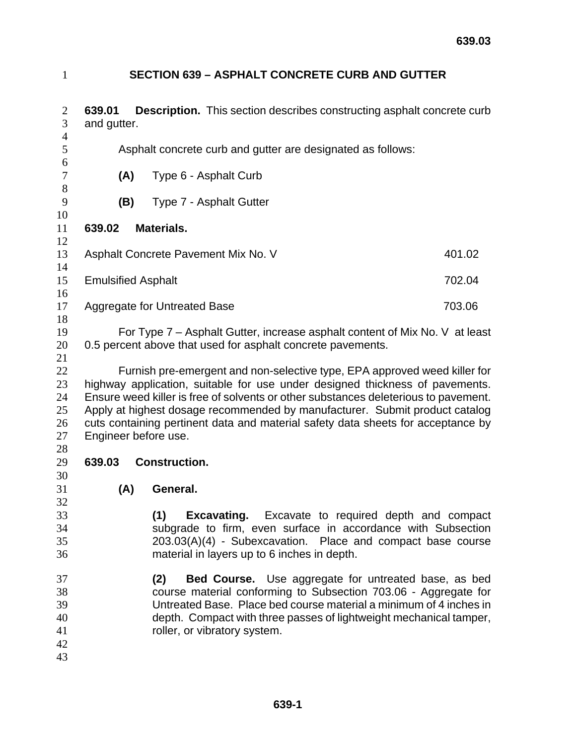# SECTION 639 – ASPHALT CONCRETE CURB AND GUTTER

**639.01 Description.** This section describes constructing asphalt concrete curb and gutter.

Asphalt concrete curb and gutter are designated as follows:

**(A)** Type 6 - Asphalt Curb

**(B)** Type 7 - Asphalt Gutter

**639.02 Materials.**

| | |
|---|---|
| Asphalt Concrete Pavement Mix No. V | 401.02 |
| Emulsified Asphalt | 702.04 |
| Aggregate for Untreated Base | 703.06 |

For Type 7 – Asphalt Gutter, increase asphalt content of Mix No. V at least 0.5 percent above that used for asphalt concrete pavements.

Furnish pre-emergent and non-selective type, EPA approved weed killer for highway application, suitable for use under designed thickness of pavements. Ensure weed killer is free of solvents or other substances deleterious to pavement. Apply at highest dosage recommended by manufacturer. Submit product catalog cuts containing pertinent data and material safety data sheets for acceptance by Engineer before use.

**639.03 Construction.**

**(A) General.**

**(1) Excavating.** Excavate to required depth and compact subgrade to firm, even surface in accordance with Subsection 203.03(A)(4) - Subexcavation. Place and compact base course material in layers up to 6 inches in depth.

**(2) Bed Course.** Use aggregate for untreated base, as bed course material conforming to Subsection 703.06 - Aggregate for Untreated Base. Place bed course material a minimum of 4 inches in depth. Compact with three passes of lightweight mechanical tamper, roller, or vibratory system.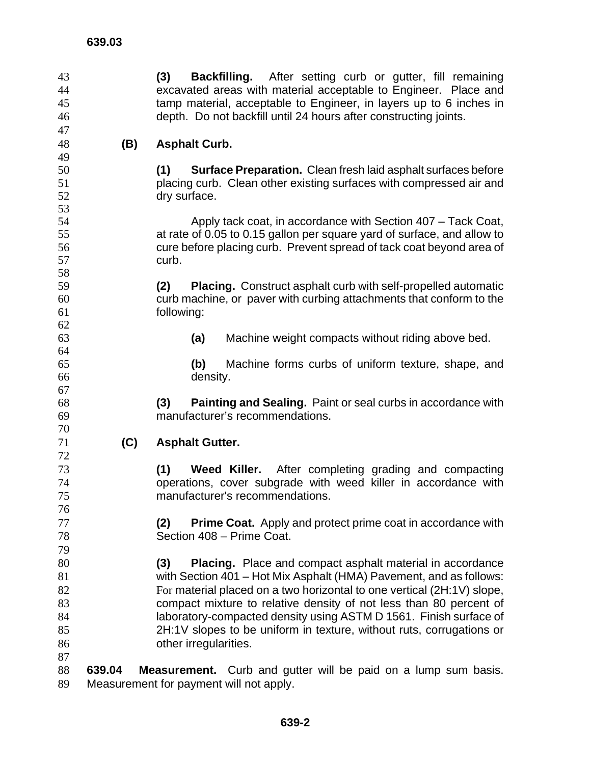**(3) Backfilling.** After setting curb or gutter, fill remaining excavated areas with material acceptable to Engineer. Place and tamp material, acceptable to Engineer, in layers up to 6 inches in depth. Do not backfill until 24 hours after constructing joints.

**(B) Asphalt Curb.**

**(1) Surface Preparation.** Clean fresh laid asphalt surfaces before placing curb. Clean other existing surfaces with compressed air and dry surface.

Apply tack coat, in accordance with Section 407 – Tack Coat, at rate of 0.05 to 0.15 gallon per square yard of surface, and allow to cure before placing curb. Prevent spread of tack coat beyond area of curb.

**(2) Placing.** Construct asphalt curb with self-propelled automatic curb machine, or paver with curbing attachments that conform to the following:

**(a)** Machine weight compacts without riding above bed.

**(b)** Machine forms curbs of uniform texture, shape, and density.

**(3) Painting and Sealing.** Paint or seal curbs in accordance with manufacturer's recommendations.

**(C) Asphalt Gutter.**

**(1) Weed Killer.** After completing grading and compacting operations, cover subgrade with weed killer in accordance with manufacturer's recommendations.

**(2) Prime Coat.** Apply and protect prime coat in accordance with Section 408 – Prime Coat.

**(3) Placing.** Place and compact asphalt material in accordance with Section 401 – Hot Mix Asphalt (HMA) Pavement, and as follows: For material placed on a two horizontal to one vertical (2H:1V) slope, compact mixture to relative density of not less than 80 percent of laboratory-compacted density using ASTM D 1561. Finish surface of 2H:1V slopes to be uniform in texture, without ruts, corrugations or other irregularities.

**639.04 Measurement.** Curb and gutter will be paid on a lump sum basis. Measurement for payment will not apply.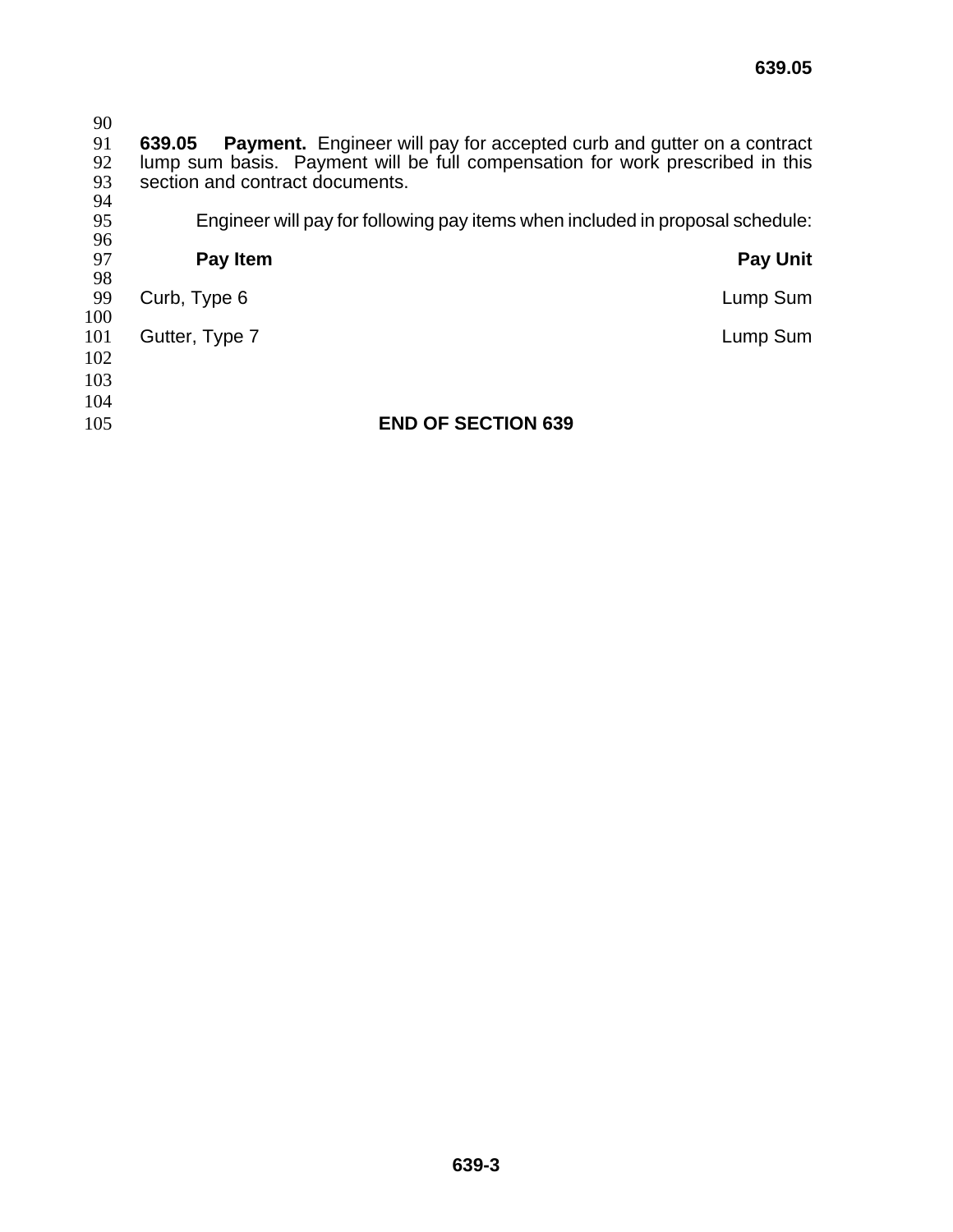**639.05 Payment.** Engineer will pay for accepted curb and gutter on a contract lump sum basis. Payment will be full compensation for work prescribed in this section and contract documents.

Engineer will pay for following pay items when included in proposal schedule:

| Pay Item | Pay Unit |
|---|---|
| Curb, Type 6 | Lump Sum |
| Gutter, Type 7 | Lump Sum |

**END OF SECTION 639**